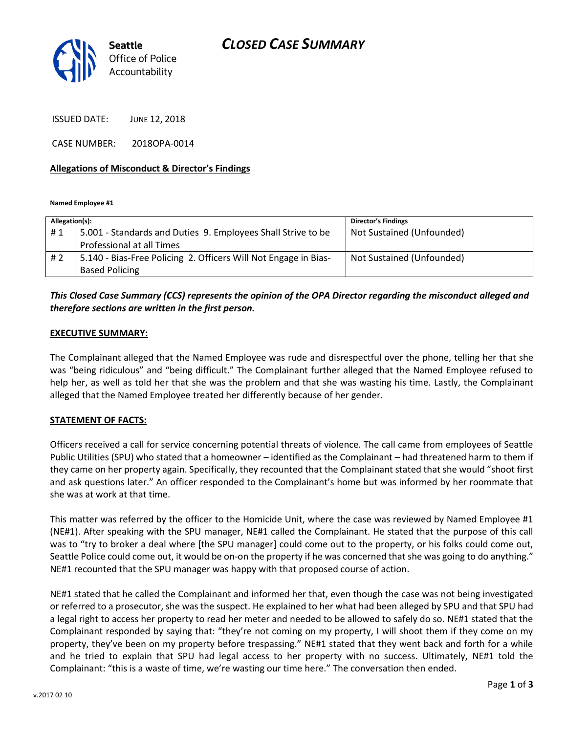Seattle Office of Police Accountability

# CLOSED CASE SUMMARY

ISSUED DATE: JUNE 12, 2018

CASE NUMBER: 2018OPA-0014

**Allegations of Misconduct & Director's Findings**

**Named Employee #1**

| Allegation(s): | | Director's Findings |
|---|---|---|
| # 1 | 5.001 - Standards and Duties 9. Employees Shall Strive to be Professional at all Times | Not Sustained (Unfounded) |
| # 2 | 5.140 - Bias-Free Policing 2. Officers Will Not Engage in Bias-Based Policing | Not Sustained (Unfounded) |

***This Closed Case Summary (CCS) represents the opinion of the OPA Director regarding the misconduct alleged and therefore sections are written in the first person.***

**EXECUTIVE SUMMARY:**

The Complainant alleged that the Named Employee was rude and disrespectful over the phone, telling her that she was "being ridiculous" and "being difficult." The Complainant further alleged that the Named Employee refused to help her, as well as told her that she was the problem and that she was wasting his time. Lastly, the Complainant alleged that the Named Employee treated her differently because of her gender.

**STATEMENT OF FACTS:**

Officers received a call for service concerning potential threats of violence. The call came from employees of Seattle Public Utilities (SPU) who stated that a homeowner – identified as the Complainant – had threatened harm to them if they came on her property again. Specifically, they recounted that the Complainant stated that she would "shoot first and ask questions later." An officer responded to the Complainant's home but was informed by her roommate that she was at work at that time.

This matter was referred by the officer to the Homicide Unit, where the case was reviewed by Named Employee #1 (NE#1). After speaking with the SPU manager, NE#1 called the Complainant. He stated that the purpose of this call was to "try to broker a deal where [the SPU manager] could come out to the property, or his folks could come out, Seattle Police could come out, it would be on-on the property if he was concerned that she was going to do anything." NE#1 recounted that the SPU manager was happy with that proposed course of action.

NE#1 stated that he called the Complainant and informed her that, even though the case was not being investigated or referred to a prosecutor, she was the suspect. He explained to her what had been alleged by SPU and that SPU had a legal right to access her property to read her meter and needed to be allowed to safely do so. NE#1 stated that the Complainant responded by saying that: "they're not coming on my property, I will shoot them if they come on my property, they've been on my property before trespassing." NE#1 stated that they went back and forth for a while and he tried to explain that SPU had legal access to her property with no success. Ultimately, NE#1 told the Complainant: "this is a waste of time, we're wasting our time here." The conversation then ended.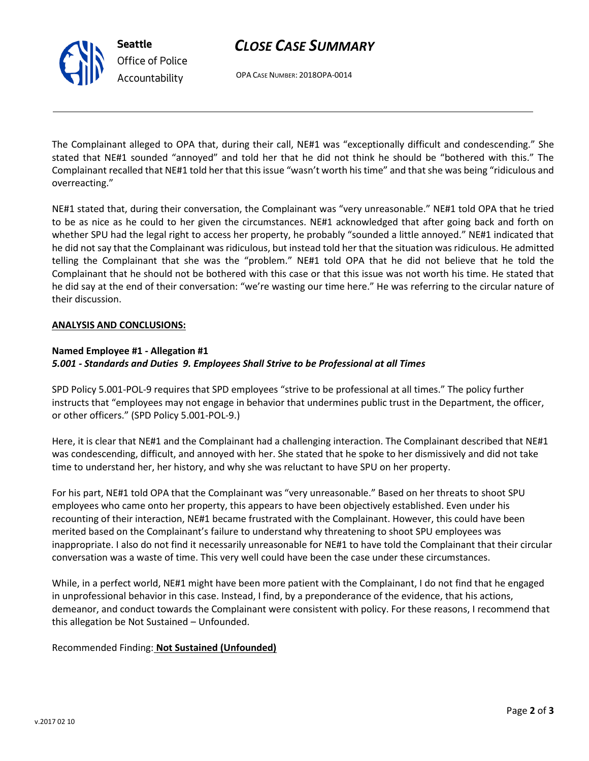The Complainant alleged to OPA that, during their call, NE#1 was "exceptionally difficult and condescending." She stated that NE#1 sounded "annoyed" and told her that he did not think he should be "bothered with this." The Complainant recalled that NE#1 told her that this issue "wasn't worth his time" and that she was being "ridiculous and overreacting."

NE#1 stated that, during their conversation, the Complainant was "very unreasonable." NE#1 told OPA that he tried to be as nice as he could to her given the circumstances. NE#1 acknowledged that after going back and forth on whether SPU had the legal right to access her property, he probably "sounded a little annoyed." NE#1 indicated that he did not say that the Complainant was ridiculous, but instead told her that the situation was ridiculous. He admitted telling the Complainant that she was the "problem." NE#1 told OPA that he did not believe that he told the Complainant that he should not be bothered with this case or that this issue was not worth his time. He stated that he did say at the end of their conversation: "we're wasting our time here." He was referring to the circular nature of their discussion.

**ANALYSIS AND CONCLUSIONS:**

**Named Employee #1 - Allegation #1**
***5.001 - Standards and Duties 9. Employees Shall Strive to be Professional at all Times***

SPD Policy 5.001-POL-9 requires that SPD employees "strive to be professional at all times." The policy further instructs that "employees may not engage in behavior that undermines public trust in the Department, the officer, or other officers." (SPD Policy 5.001-POL-9.)

Here, it is clear that NE#1 and the Complainant had a challenging interaction. The Complainant described that NE#1 was condescending, difficult, and annoyed with her. She stated that he spoke to her dismissively and did not take time to understand her, her history, and why she was reluctant to have SPU on her property.

For his part, NE#1 told OPA that the Complainant was "very unreasonable." Based on her threats to shoot SPU employees who came onto her property, this appears to have been objectively established. Even under his recounting of their interaction, NE#1 became frustrated with the Complainant. However, this could have been merited based on the Complainant's failure to understand why threatening to shoot SPU employees was inappropriate. I also do not find it necessarily unreasonable for NE#1 to have told the Complainant that their circular conversation was a waste of time. This very well could have been the case under these circumstances.

While, in a perfect world, NE#1 might have been more patient with the Complainant, I do not find that he engaged in unprofessional behavior in this case. Instead, I find, by a preponderance of the evidence, that his actions, demeanor, and conduct towards the Complainant were consistent with policy. For these reasons, I recommend that this allegation be Not Sustained – Unfounded.

Recommended Finding: **Not Sustained (Unfounded)**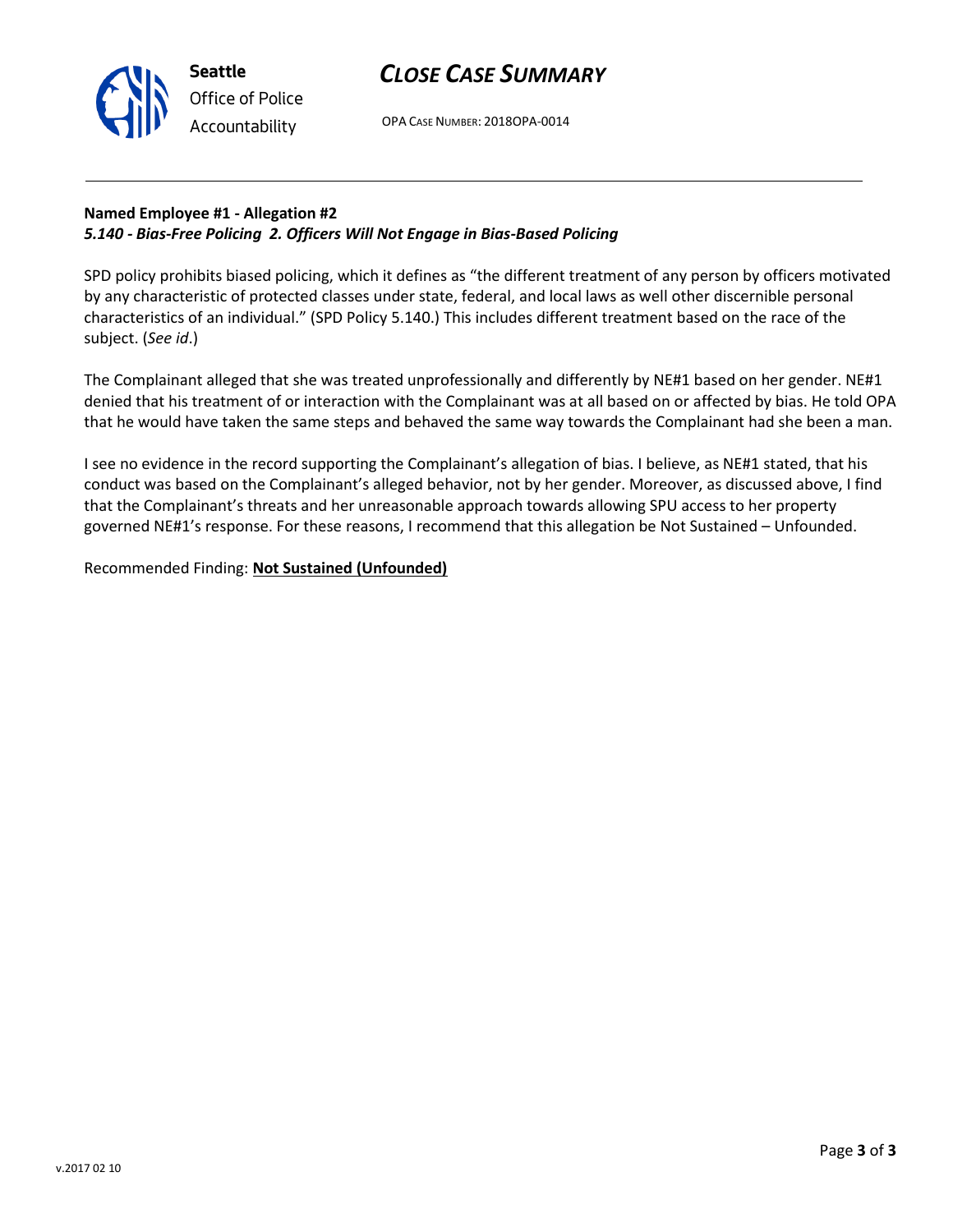**Named Employee #1 - Allegation #2**
***5.140 - Bias-Free Policing 2. Officers Will Not Engage in Bias-Based Policing***

SPD policy prohibits biased policing, which it defines as "the different treatment of any person by officers motivated by any characteristic of protected classes under state, federal, and local laws as well other discernible personal characteristics of an individual." (SPD Policy 5.140.) This includes different treatment based on the race of the subject. (*See id*.)

The Complainant alleged that she was treated unprofessionally and differently by NE#1 based on her gender. NE#1 denied that his treatment of or interaction with the Complainant was at all based on or affected by bias. He told OPA that he would have taken the same steps and behaved the same way towards the Complainant had she been a man.

I see no evidence in the record supporting the Complainant's allegation of bias. I believe, as NE#1 stated, that his conduct was based on the Complainant's alleged behavior, not by her gender. Moreover, as discussed above, I find that the Complainant's threats and her unreasonable approach towards allowing SPU access to her property governed NE#1's response. For these reasons, I recommend that this allegation be Not Sustained – Unfounded.

Recommended Finding: **Not Sustained (Unfounded)**